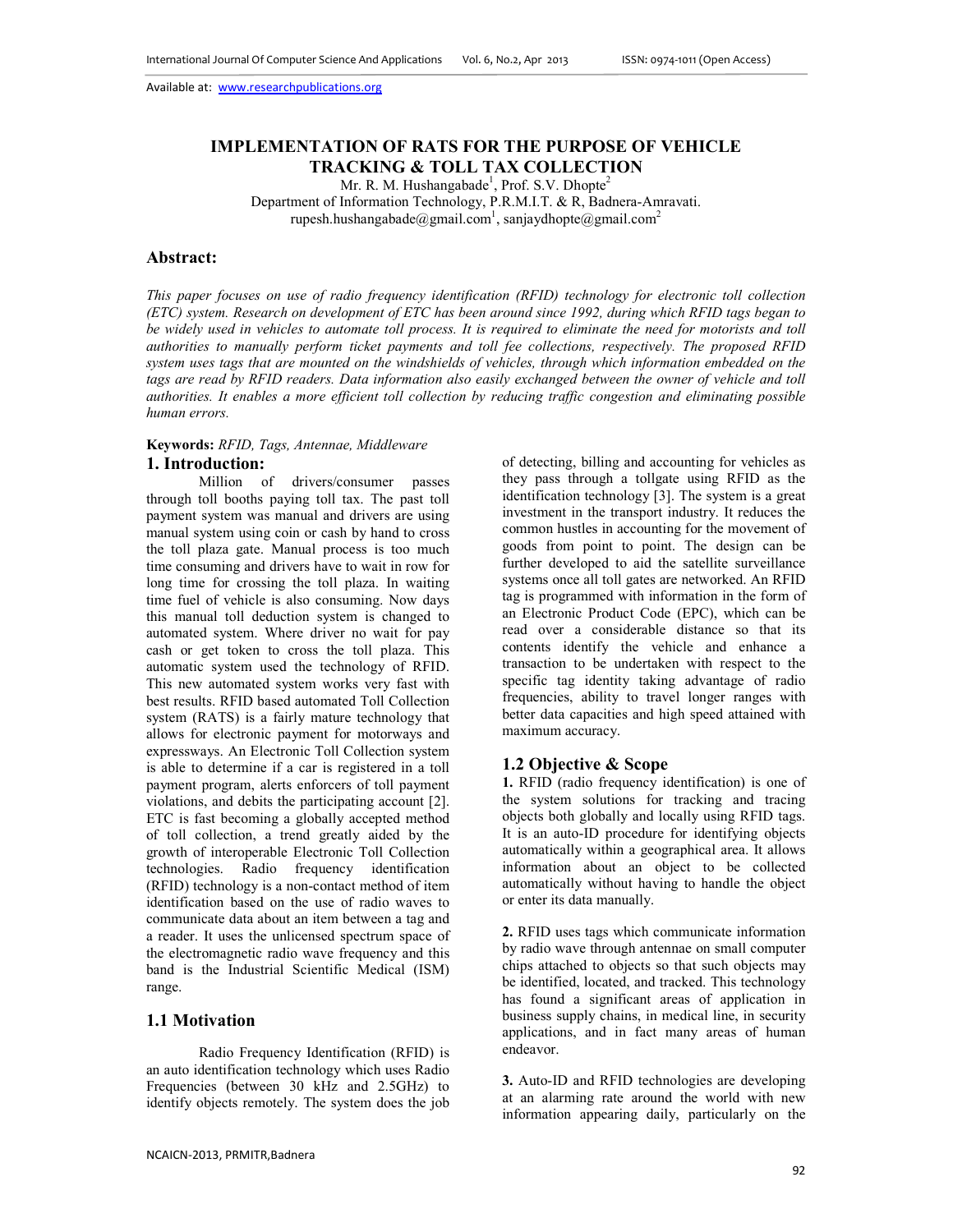Available at: www.researchpublications.org

# IMPLEMENTATION OF RATS FOR THE PURPOSE OF VEHICLE TRACKING & TOLL TAX COLLECTION

Mr. R. M. Hushangabade[1], Prof. S.V. Dhopte[2]
Department of Information Technology, P.R.M.I.T. & R, Badnera-Amravati.
rupesh.hushangabade@gmail.com[1], sanjaydhopte@gmail.com[2]

## Abstract:

*This paper focuses on use of radio frequency identification (RFID) technology for electronic toll collection (ETC) system. Research on development of ETC has been around since 1992, during which RFID tags began to be widely used in vehicles to automate toll process. It is required to eliminate the need for motorists and toll authorities to manually perform ticket payments and toll fee collections, respectively. The proposed RFID system uses tags that are mounted on the windshields of vehicles, through which information embedded on the tags are read by RFID readers. Data information also easily exchanged between the owner of vehicle and toll authorities. It enables a more efficient toll collection by reducing traffic congestion and eliminating possible human errors.*

**Keywords:** *RFID, Tags, Antennae, Middleware*

## 1. Introduction:

Million of drivers/consumer passes through toll booths paying toll tax. The past toll payment system was manual and drivers are using manual system using coin or cash by hand to cross the toll plaza gate. Manual process is too much time consuming and drivers have to wait in row for long time for crossing the toll plaza. In waiting time fuel of vehicle is also consuming. Now days this manual toll deduction system is changed to automated system. Where driver no wait for pay cash or get token to cross the toll plaza. This automatic system used the technology of RFID. This new automated system works very fast with best results. RFID based automated Toll Collection system (RATS) is a fairly mature technology that allows for electronic payment for motorways and expressways. An Electronic Toll Collection system is able to determine if a car is registered in a toll payment program, alerts enforcers of toll payment violations, and debits the participating account [2]. ETC is fast becoming a globally accepted method of toll collection, a trend greatly aided by the growth of interoperable Electronic Toll Collection technologies. Radio frequency identification (RFID) technology is a non-contact method of item identification based on the use of radio waves to communicate data about an item between a tag and a reader. It uses the unlicensed spectrum space of the electromagnetic radio wave frequency and this band is the Industrial Scientific Medical (ISM) range.

### 1.1 Motivation

Radio Frequency Identification (RFID) is an auto identification technology which uses Radio Frequencies (between 30 kHz and 2.5GHz) to identify objects remotely. The system does the job of detecting, billing and accounting for vehicles as they pass through a tollgate using RFID as the identification technology [3]. The system is a great investment in the transport industry. It reduces the common hustles in accounting for the movement of goods from point to point. The design can be further developed to aid the satellite surveillance systems once all toll gates are networked. An RFID tag is programmed with information in the form of an Electronic Product Code (EPC), which can be read over a considerable distance so that its contents identify the vehicle and enhance a transaction to be undertaken with respect to the specific tag identity taking advantage of radio frequencies, ability to travel longer ranges with better data capacities and high speed attained with maximum accuracy.

### 1.2 Objective & Scope

**1.** RFID (radio frequency identification) is one of the system solutions for tracking and tracing objects both globally and locally using RFID tags. It is an auto-ID procedure for identifying objects automatically within a geographical area. It allows information about an object to be collected automatically without having to handle the object or enter its data manually.

**2.** RFID uses tags which communicate information by radio wave through antennae on small computer chips attached to objects so that such objects may be identified, located, and tracked. This technology has found a significant areas of application in business supply chains, in medical line, in security applications, and in fact many areas of human endeavor.

**3.** Auto-ID and RFID technologies are developing at an alarming rate around the world with new information appearing daily, particularly on the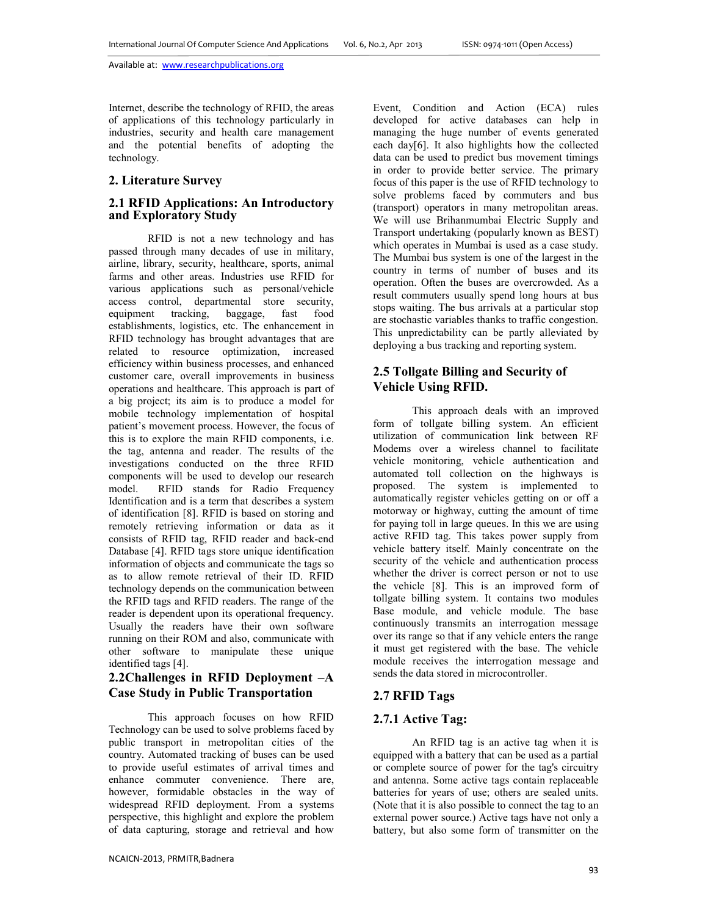Internet, describe the technology of RFID, the areas of applications of this technology particularly in industries, security and health care management and the potential benefits of adopting the technology.

## 2. Literature Survey

### 2.1 RFID Applications: An Introductory and Exploratory Study

RFID is not a new technology and has passed through many decades of use in military, airline, library, security, healthcare, sports, animal farms and other areas. Industries use RFID for various applications such as personal/vehicle access control, departmental store security, equipment tracking, baggage, fast food establishments, logistics, etc. The enhancement in RFID technology has brought advantages that are related to resource optimization, increased efficiency within business processes, and enhanced customer care, overall improvements in business operations and healthcare. This approach is part of a big project; its aim is to produce a model for mobile technology implementation of hospital patient's movement process. However, the focus of this is to explore the main RFID components, i.e. the tag, antenna and reader. The results of the investigations conducted on the three RFID components will be used to develop our research model. RFID stands for Radio Frequency Identification and is a term that describes a system of identification [8]. RFID is based on storing and remotely retrieving information or data as it consists of RFID tag, RFID reader and back-end Database [4]. RFID tags store unique identification information of objects and communicate the tags so as to allow remote retrieval of their ID. RFID technology depends on the communication between the RFID tags and RFID readers. The range of the reader is dependent upon its operational frequency. Usually the readers have their own software running on their ROM and also, communicate with other software to manipulate these unique identified tags [4].

### 2.2Challenges in RFID Deployment –A Case Study in Public Transportation

This approach focuses on how RFID Technology can be used to solve problems faced by public transport in metropolitan cities of the country. Automated tracking of buses can be used to provide useful estimates of arrival times and enhance commuter convenience. There are, however, formidable obstacles in the way of widespread RFID deployment. From a systems perspective, this highlight and explore the problem of data capturing, storage and retrieval and how Event, Condition and Action (ECA) rules developed for active databases can help in managing the huge number of events generated each day[6]. It also highlights how the collected data can be used to predict bus movement timings in order to provide better service. The primary focus of this paper is the use of RFID technology to solve problems faced by commuters and bus (transport) operators in many metropolitan areas. We will use Brihanmumbai Electric Supply and Transport undertaking (popularly known as BEST) which operates in Mumbai is used as a case study. The Mumbai bus system is one of the largest in the country in terms of number of buses and its operation. Often the buses are overcrowded. As a result commuters usually spend long hours at bus stops waiting. The bus arrivals at a particular stop are stochastic variables thanks to traffic congestion. This unpredictability can be partly alleviated by deploying a bus tracking and reporting system.

### 2.5 Tollgate Billing and Security of Vehicle Using RFID.

This approach deals with an improved form of tollgate billing system. An efficient utilization of communication link between RF Modems over a wireless channel to facilitate vehicle monitoring, vehicle authentication and automated toll collection on the highways is proposed. The system is implemented to automatically register vehicles getting on or off a motorway or highway, cutting the amount of time for paying toll in large queues. In this we are using active RFID tag. This takes power supply from vehicle battery itself. Mainly concentrate on the security of the vehicle and authentication process whether the driver is correct person or not to use the vehicle [8]. This is an improved form of tollgate billing system. It contains two modules Base module, and vehicle module. The base continuously transmits an interrogation message over its range so that if any vehicle enters the range it must get registered with the base. The vehicle module receives the interrogation message and sends the data stored in microcontroller.

### 2.7 RFID Tags

#### 2.7.1 Active Tag:

An RFID tag is an active tag when it is equipped with a battery that can be used as a partial or complete source of power for the tag's circuitry and antenna. Some active tags contain replaceable batteries for years of use; others are sealed units. (Note that it is also possible to connect the tag to an external power source.) Active tags have not only a battery, but also some form of transmitter on the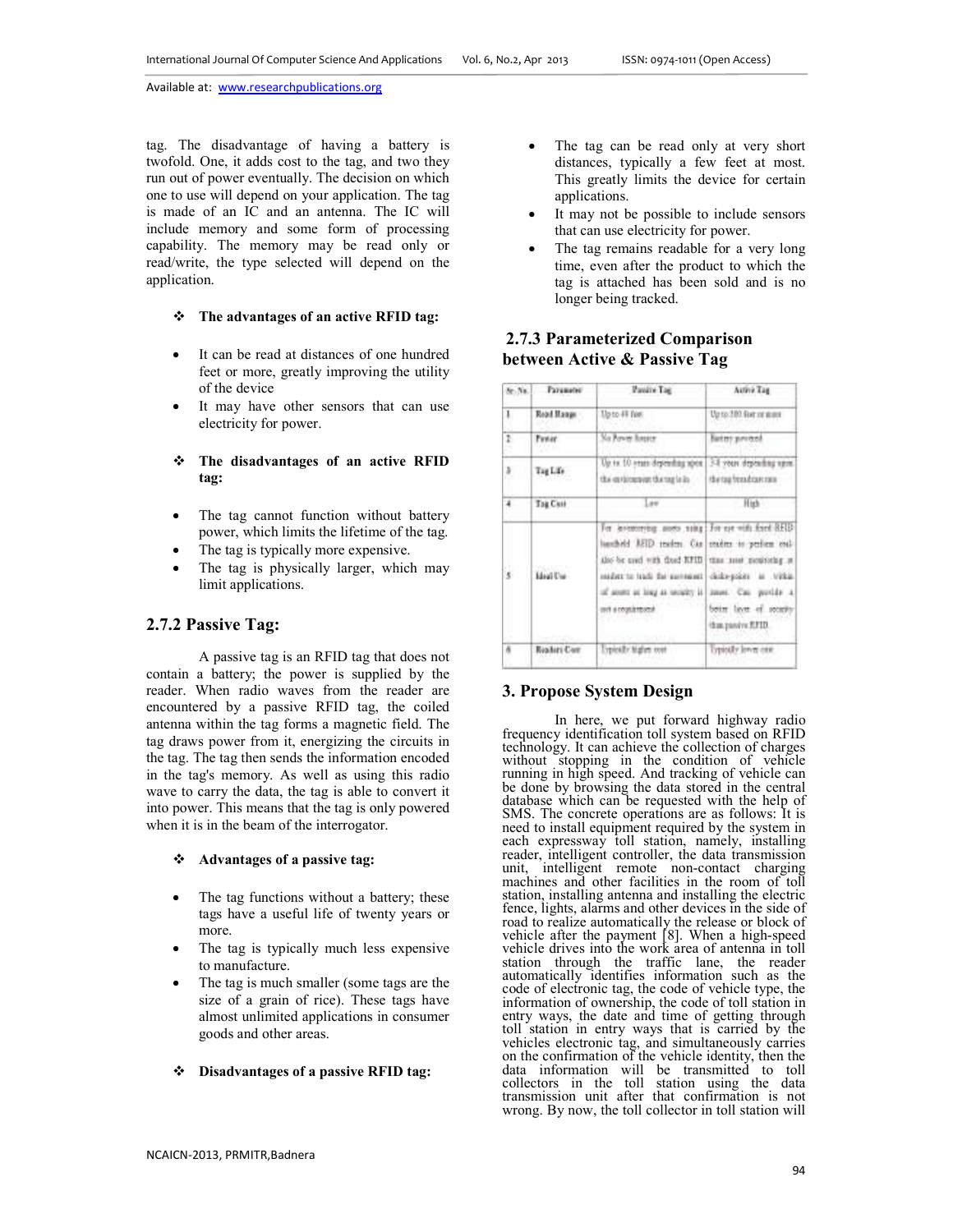tag. The disadvantage of having a battery is twofold. One, it adds cost to the tag, and two they run out of power eventually. The decision on which one to use will depend on your application. The tag is made of an IC and an antenna. The IC will include memory and some form of processing capability. The memory may be read only or read/write, the type selected will depend on the application.

❖ **The advantages of an active RFID tag:**

- It can be read at distances of one hundred feet or more, greatly improving the utility of the device
- It may have other sensors that can use electricity for power.

❖ **The disadvantages of an active RFID tag:**

- The tag cannot function without battery power, which limits the lifetime of the tag.
- The tag is typically more expensive.
- The tag is physically larger, which may limit applications.

## 2.7.2 Passive Tag:

A passive tag is an RFID tag that does not contain a battery; the power is supplied by the reader. When radio waves from the reader are encountered by a passive RFID tag, the coiled antenna within the tag forms a magnetic field. The tag draws power from it, energizing the circuits in the tag. The tag then sends the information encoded in the tag's memory. As well as using this radio wave to carry the data, the tag is able to convert it into power. This means that the tag is only powered when it is in the beam of the interrogator.

❖ **Advantages of a passive tag:**

- The tag functions without a battery; these tags have a useful life of twenty years or more.
- The tag is typically much less expensive to manufacture.
- The tag is much smaller (some tags are the size of a grain of rice). These tags have almost unlimited applications in consumer goods and other areas.

❖ **Disadvantages of a passive RFID tag:**

- The tag can be read only at very short distances, typically a few feet at most. This greatly limits the device for certain applications.
- It may not be possible to include sensors that can use electricity for power.
- The tag remains readable for a very long time, even after the product to which the tag is attached has been sold and is no longer being tracked.

## 2.7.3 Parameterized Comparison between Active & Passive Tag

| Sr. No. | Parameter | Passive Tag | Active Tag |
|---|---|---|---|
| 1 | Read Range | Up to 40 feet | Up to 300 feet or more |
| 2 | Power | No Power Source | Battery powered |
| 3 | Tag Life | Up to 10 years depending upon the environment the tag is in | 3-8 years depending upon the tag broadcast rate |
| 4 | Tag Cost | Low | High |
| 5 | Ideal Use | For inventorying assets using handheld RFID readers. Can also be used with fixed RFID readers to track the movement of assets as long as security is not a requirement | For use with fixed RFID readers to perform real-time asset monitoring at choke-points or within zones. Can provide a better layer of security than passive RFID |
| 6 | Readers Cost | Typically higher cost | Typically lower cost |

## 3. Propose System Design

In here, we put forward highway radio frequency identification toll system based on RFID technology. It can achieve the collection of charges without stopping in the condition of vehicle running in high speed. And tracking of vehicle can be done by browsing the data stored in the central database which can be requested with the help of SMS. The concrete operations are as follows: It is need to install equipment required by the system in each expressway toll station, namely, installing reader, intelligent controller, the data transmission unit, intelligent remote non-contact charging machines and other facilities in the room of toll station, installing antenna and installing the electric fence, lights, alarms and other devices in the side of road to realize automatically the release or block of vehicle after the payment [8]. When a high-speed vehicle drives into the work area of antenna in toll station through the traffic lane, the reader automatically identifies information such as the code of electronic tag, the code of vehicle type, the information of ownership, the code of toll station in entry ways, the date and time of getting through toll station in entry ways that is carried by the vehicles electronic tag, and simultaneously carries on the confirmation of the vehicle identity, then the data information will be transmitted to toll collectors in the toll station using the data transmission unit after that confirmation is not wrong. By now, the toll collector in toll station will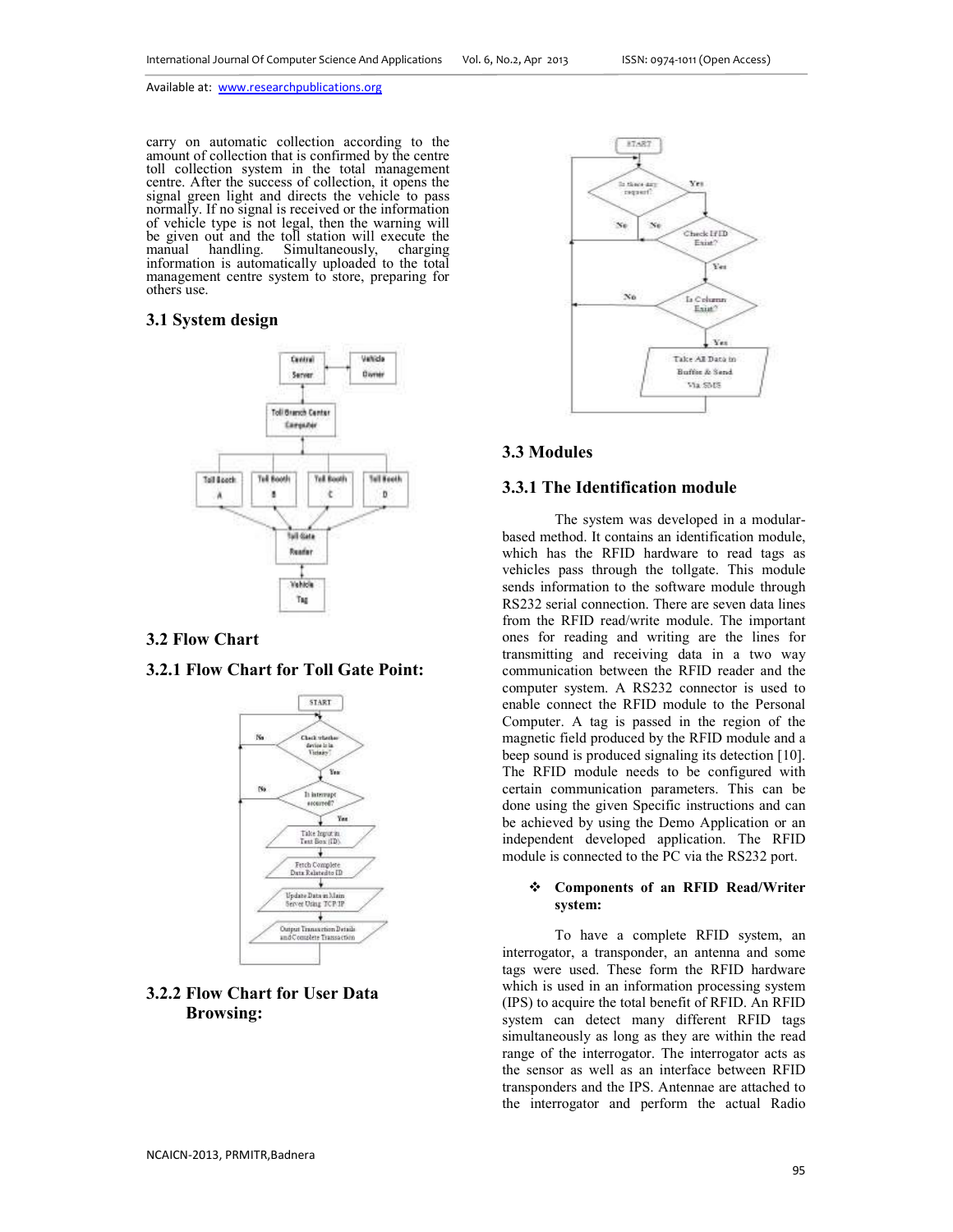carry on automatic collection according to the amount of collection that is confirmed by the centre toll collection system in the total management centre. After the success of collection, it opens the signal green light and directs the vehicle to pass normally. If no signal is received or the information of vehicle type is not legal, then the warning will be given out and the toll station will execute the manual handling. Simultaneously, charging information is automatically uploaded to the total management centre system to store, preparing for others use.

### 3.1 System design

### 3.2 Flow Chart

### 3.2.1 Flow Chart for Toll Gate Point:

### 3.2.2 Flow Chart for User Data Browsing:

## 3.3 Modules

### 3.3.1 The Identification module

The system was developed in a modular-based method. It contains an identification module, which has the RFID hardware to read tags as vehicles pass through the tollgate. This module sends information to the software module through RS232 serial connection. There are seven data lines from the RFID read/write module. The important ones for reading and writing are the lines for transmitting and receiving data in a two way communication between the RFID reader and the computer system. A RS232 connector is used to enable connect the RFID module to the Personal Computer. A tag is passed in the region of the magnetic field produced by the RFID module and a beep sound is produced signaling its detection [10]. The RFID module needs to be configured with certain communication parameters. This can be done using the given Specific instructions and can be achieved by using the Demo Application or an independent developed application. The RFID module is connected to the PC via the RS232 port.

- **Components of an RFID Read/Writer system:**

To have a complete RFID system, an interrogator, a transponder, an antenna and some tags were used. These form the RFID hardware which is used in an information processing system (IPS) to acquire the total benefit of RFID. An RFID system can detect many different RFID tags simultaneously as long as they are within the read range of the interrogator. The interrogator acts as the sensor as well as an interface between RFID transponders and the IPS. Antennae are attached to the interrogator and perform the actual Radio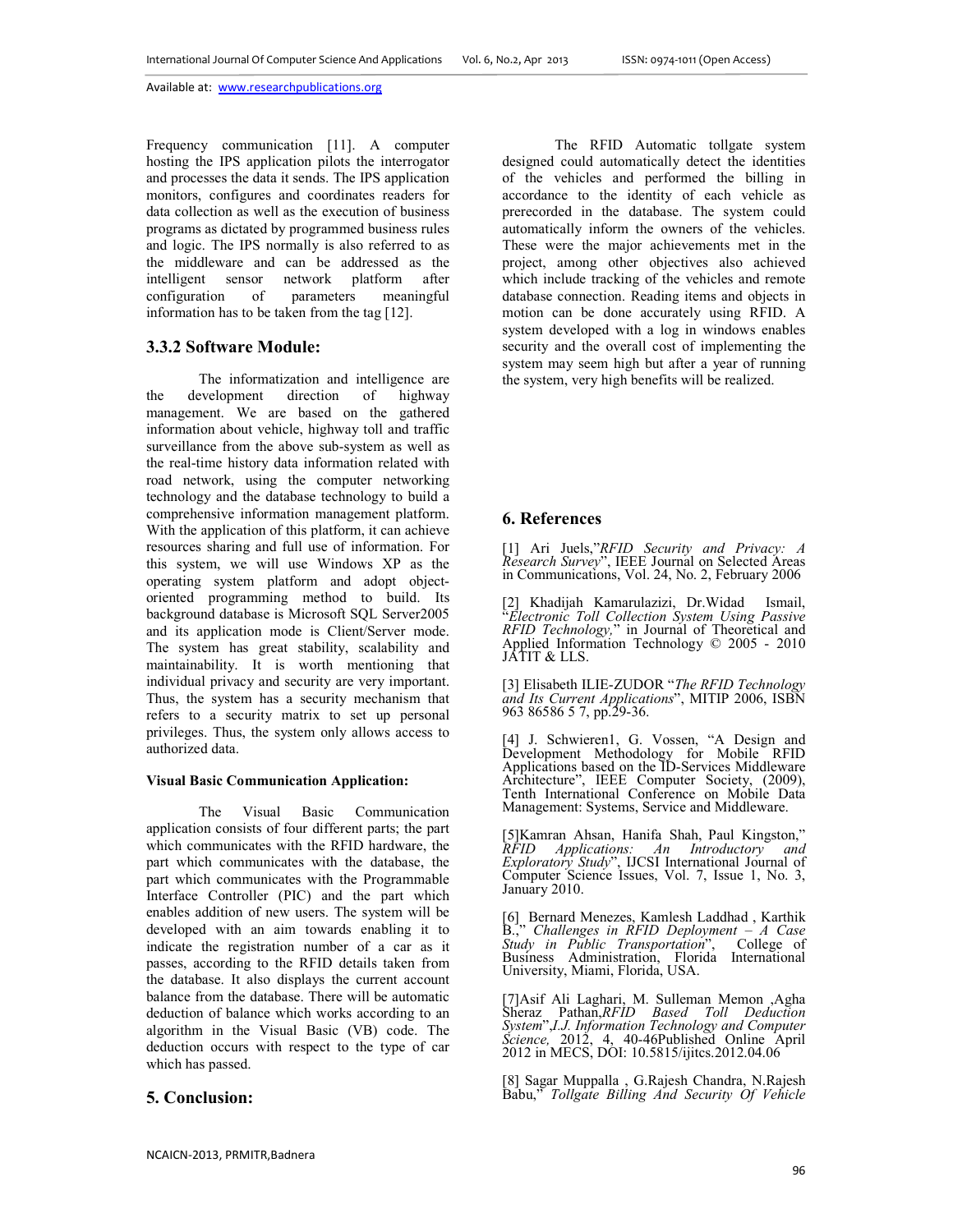Frequency communication [11]. A computer hosting the IPS application pilots the interrogator and processes the data it sends. The IPS application monitors, configures and coordinates readers for data collection as well as the execution of business programs as dictated by programmed business rules and logic. The IPS normally is also referred to as the middleware and can be addressed as the intelligent sensor network platform after configuration of parameters meaningful information has to be taken from the tag [12].

### 3.3.2 Software Module:

The informatization and intelligence are the development direction of highway management. We are based on the gathered information about vehicle, highway toll and traffic surveillance from the above sub-system as well as the real-time history data information related with road network, using the computer networking technology and the database technology to build a comprehensive information management platform. With the application of this platform, it can achieve resources sharing and full use of information. For this system, we will use Windows XP as the operating system platform and adopt object-oriented programming method to build. Its background database is Microsoft SQL Server2005 and its application mode is Client/Server mode. The system has great stability, scalability and maintainability. It is worth mentioning that individual privacy and security are very important. Thus, the system has a security mechanism that refers to a security matrix to set up personal privileges. Thus, the system only allows access to authorized data.

**Visual Basic Communication Application:**

The Visual Basic Communication application consists of four different parts; the part which communicates with the RFID hardware, the part which communicates with the database, the part which communicates with the Programmable Interface Controller (PIC) and the part which enables addition of new users. The system will be developed with an aim towards enabling it to indicate the registration number of a car as it passes, according to the RFID details taken from the database. It also displays the current account balance from the database. There will be automatic deduction of balance which works according to an algorithm in the Visual Basic (VB) code. The deduction occurs with respect to the type of car which has passed.

## 5. Conclusion:

The RFID Automatic tollgate system designed could automatically detect the identities of the vehicles and performed the billing in accordance to the identity of each vehicle as prerecorded in the database. The system could automatically inform the owners of the vehicles. These were the major achievements met in the project, among other objectives also achieved which include tracking of the vehicles and remote database connection. Reading items and objects in motion can be done accurately using RFID. A system developed with a log in windows enables security and the overall cost of implementing the system may seem high but after a year of running the system, very high benefits will be realized.

## 6. References

[1] Ari Juels,"*RFID Security and Privacy: A Research Survey*", IEEE Journal on Selected Areas in Communications, Vol. 24, No. 2, February 2006

[2] Khadijah Kamarulazizi, Dr.Widad Ismail, "*Electronic Toll Collection System Using Passive RFID Technology,*" in Journal of Theoretical and Applied Information Technology © 2005 - 2010 JATIT & LLS.

[3] Elisabeth ILIE-ZUDOR "*The RFID Technology and Its Current Applications*", MITIP 2006, ISBN 963 86586 5 7, pp.29-36.

[4] J. Schwieren1, G. Vossen, "A Design and Development Methodology for Mobile RFID Applications based on the ID-Services Middleware Architecture", IEEE Computer Society, (2009), Tenth International Conference on Mobile Data Management: Systems, Service and Middleware.

[5]Kamran Ahsan, Hanifa Shah, Paul Kingston," *RFID Applications: An Introductory and Exploratory Study*", IJCSI International Journal of Computer Science Issues, Vol. 7, Issue 1, No. 3, January 2010.

[6] Bernard Menezes, Kamlesh Laddhad , Karthik B.," *Challenges in RFID Deployment – A Case Study in Public Transportation*", College of Business Administration, Florida International University, Miami, Florida, USA.

[7]Asif Ali Laghari, M. Sulleman Memon ,Agha Sheraz Pathan,*RFID Based Toll Deduction System*",*I.J. Information Technology and Computer Science,* 2012, 4, 40-46Published Online April 2012 in MECS, DOI: 10.5815/ijitcs.2012.04.06

[8] Sagar Muppalla , G.Rajesh Chandra, N.Rajesh Babu," *Tollgate Billing And Security Of Vehicle*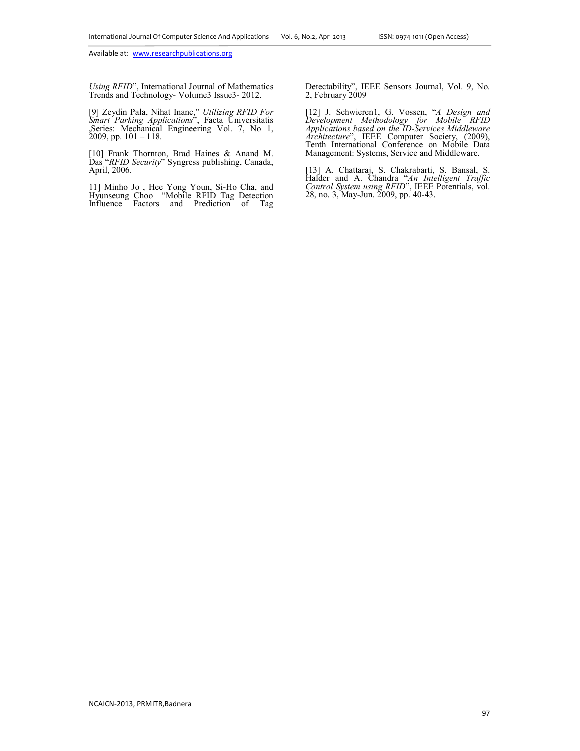*Using RFID*", International Journal of Mathematics Trends and Technology- Volume3 Issue3- 2012.

[9] Zeydin Pala, Nihat Inanc," *Utilizing RFID For Smart Parking Applications*", Facta Universitatis ,Series: Mechanical Engineering Vol. 7, No 1, 2009, pp. 101 – 118.

[10] Frank Thornton, Brad Haines & Anand M. Das "*RFID Security*" Syngress publishing, Canada, April, 2006.

11] Minho Jo , Hee Yong Youn, Si-Ho Cha, and Hyunseung Choo "Mobile RFID Tag Detection Influence Factors and Prediction of Tag Detectability", IEEE Sensors Journal, Vol. 9, No. 2, February 2009

[12] J. Schwieren1, G. Vossen, "*A Design and Development Methodology for Mobile RFID Applications based on the ID-Services Middleware Architecture*", IEEE Computer Society, (2009), Tenth International Conference on Mobile Data Management: Systems, Service and Middleware.

[13] A. Chattaraj, S. Chakrabarti, S. Bansal, S. Halder and A. Chandra "*An Intelligent Traffic Control System using RFID*", IEEE Potentials, vol. 28, no. 3, May-Jun. 2009, pp. 40-43.